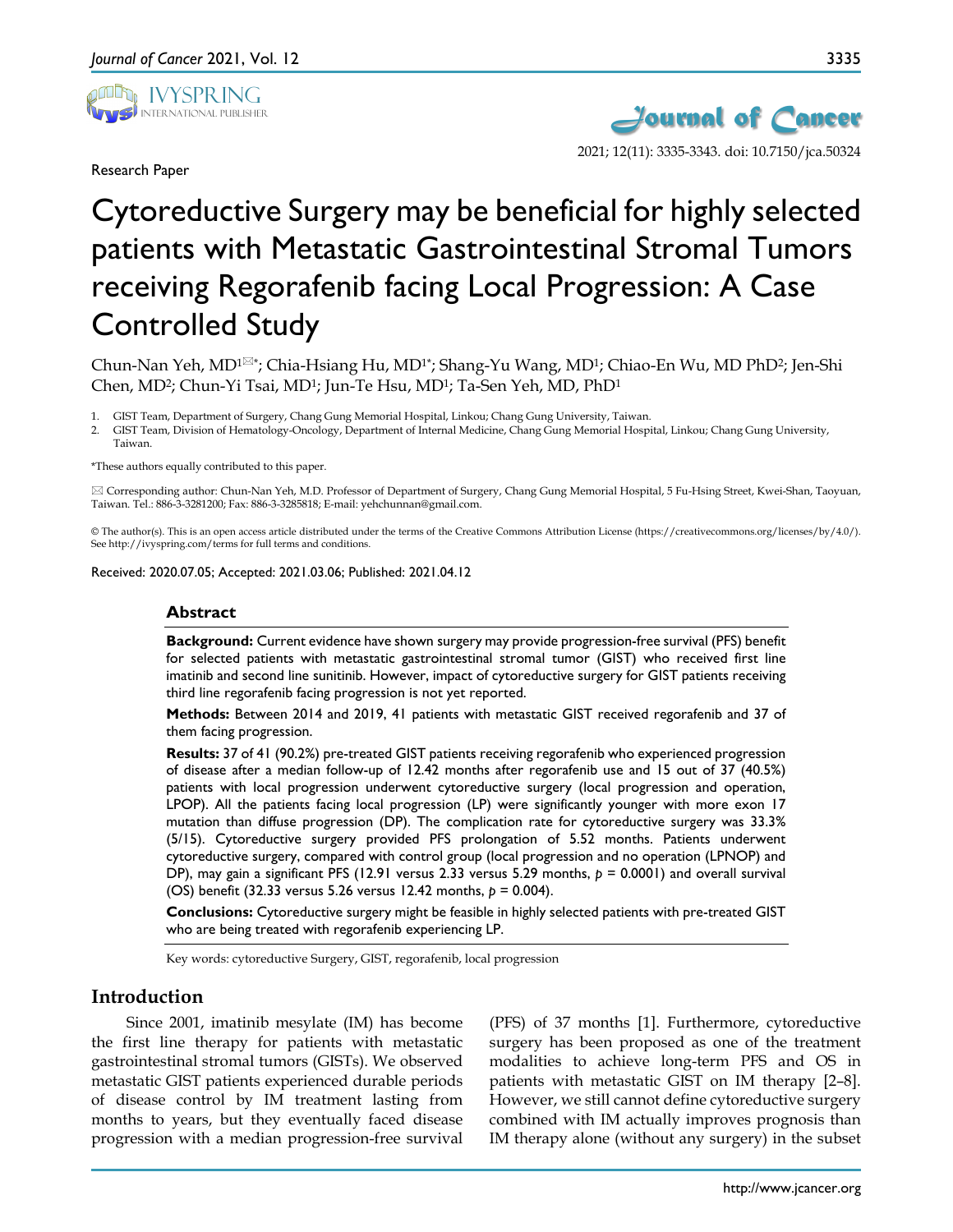Research Paper

# Cytoreductive Surgery may be beneficial for highly selected patients with Metastatic Gastrointestinal Stromal Tumors receiving Regorafenib facing Local Progression: A Case Controlled Study

Chun-Nan Yeh, MD[1✉*]; Chia-Hsiang Hu, MD[1*]; Shang-Yu Wang, MD[1]; Chiao-En Wu, MD PhD[2]; Jen-Shi Chen, MD[2]; Chun-Yi Tsai, MD[1]; Jun-Te Hsu, MD[1]; Ta-Sen Yeh, MD, PhD[1]

1. GIST Team, Department of Surgery, Chang Gung Memorial Hospital, Linkou; Chang Gung University, Taiwan.
2. GIST Team, Division of Hematology-Oncology, Department of Internal Medicine, Chang Gung Memorial Hospital, Linkou; Chang Gung University, Taiwan.

*These authors equally contributed to this paper.

✉ Corresponding author: Chun-Nan Yeh, M.D. Professor of Department of Surgery, Chang Gung Memorial Hospital, 5 Fu-Hsing Street, Kwei-Shan, Taoyuan, Taiwan. Tel.: 886-3-3281200; Fax: 886-3-3285818; E-mail: yehchunnan@gmail.com.

© The author(s). This is an open access article distributed under the terms of the Creative Commons Attribution License (https://creativecommons.org/licenses/by/4.0/). See http://ivyspring.com/terms for full terms and conditions.

Received: 2020.07.05; Accepted: 2021.03.06; Published: 2021.04.12

## Abstract

**Background:** Current evidence have shown surgery may provide progression-free survival (PFS) benefit for selected patients with metastatic gastrointestinal stromal tumor (GIST) who received first line imatinib and second line sunitinib. However, impact of cytoreductive surgery for GIST patients receiving third line regorafenib facing progression is not yet reported.

**Methods:** Between 2014 and 2019, 41 patients with metastatic GIST received regorafenib and 37 of them facing progression.

**Results:** 37 of 41 (90.2%) pre-treated GIST patients receiving regorafenib who experienced progression of disease after a median follow-up of 12.42 months after regorafenib use and 15 out of 37 (40.5%) patients with local progression underwent cytoreductive surgery (local progression and operation, LPOP). All the patients facing local progression (LP) were significantly younger with more exon 17 mutation than diffuse progression (DP). The complication rate for cytoreductive surgery was 33.3% (5/15). Cytoreductive surgery provided PFS prolongation of 5.52 months. Patients underwent cytoreductive surgery, compared with control group (local progression and no operation (LPNOP) and DP), may gain a significant PFS (12.91 versus 2.33 versus 5.29 months, $p$ = 0.0001) and overall survival (OS) benefit (32.33 versus 5.26 versus 12.42 months, $p$ = 0.004).

**Conclusions:** Cytoreductive surgery might be feasible in highly selected patients with pre-treated GIST who are being treated with regorafenib experiencing LP.

Key words: cytoreductive Surgery, GIST, regorafenib, local progression

## Introduction

Since 2001, imatinib mesylate (IM) has become the first line therapy for patients with metastatic gastrointestinal stromal tumors (GISTs). We observed metastatic GIST patients experienced durable periods of disease control by IM treatment lasting from months to years, but they eventually faced disease progression with a median progression-free survival (PFS) of 37 months [1]. Furthermore, cytoreductive surgery has been proposed as one of the treatment modalities to achieve long-term PFS and OS in patients with metastatic GIST on IM therapy [2–8]. However, we still cannot define cytoreductive surgery combined with IM actually improves prognosis than IM therapy alone (without any surgery) in the subset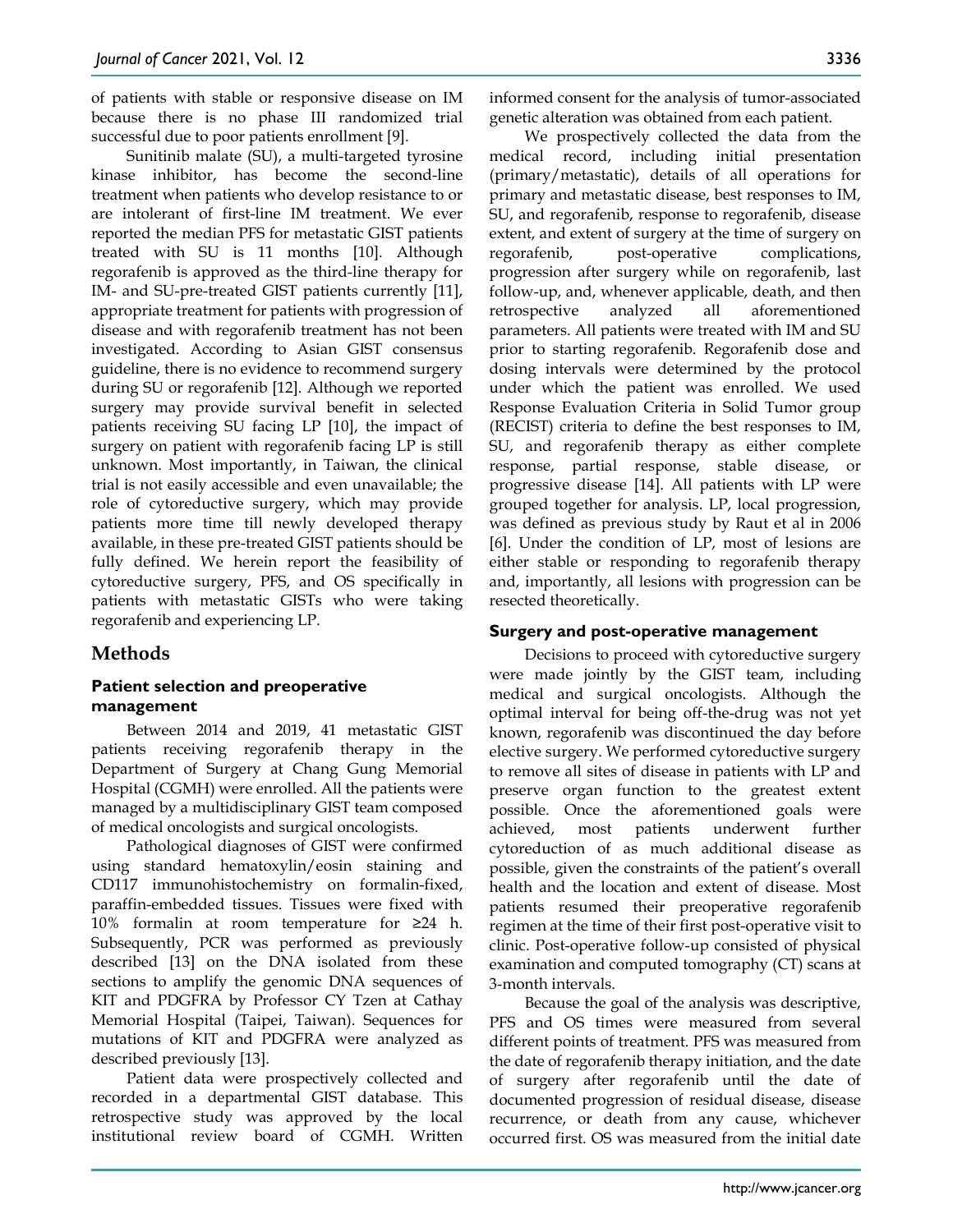of patients with stable or responsive disease on IM because there is no phase III randomized trial successful due to poor patients enrollment [9].

Sunitinib malate (SU), a multi-targeted tyrosine kinase inhibitor, has become the second-line treatment when patients who develop resistance to or are intolerant of first-line IM treatment. We ever reported the median PFS for metastatic GIST patients treated with SU is 11 months [10]. Although regorafenib is approved as the third-line therapy for IM- and SU-pre-treated GIST patients currently [11], appropriate treatment for patients with progression of disease and with regorafenib treatment has not been investigated. According to Asian GIST consensus guideline, there is no evidence to recommend surgery during SU or regorafenib [12]. Although we reported surgery may provide survival benefit in selected patients receiving SU facing LP [10], the impact of surgery on patient with regorafenib facing LP is still unknown. Most importantly, in Taiwan, the clinical trial is not easily accessible and even unavailable; the role of cytoreductive surgery, which may provide patients more time till newly developed therapy available, in these pre-treated GIST patients should be fully defined. We herein report the feasibility of cytoreductive surgery, PFS, and OS specifically in patients with metastatic GISTs who were taking regorafenib and experiencing LP.

# Methods

## Patient selection and preoperative management

Between 2014 and 2019, 41 metastatic GIST patients receiving regorafenib therapy in the Department of Surgery at Chang Gung Memorial Hospital (CGMH) were enrolled. All the patients were managed by a multidisciplinary GIST team composed of medical oncologists and surgical oncologists.

Pathological diagnoses of GIST were confirmed using standard hematoxylin/eosin staining and CD117 immunohistochemistry on formalin-fixed, paraffin-embedded tissues. Tissues were fixed with 10% formalin at room temperature for ≥24 h. Subsequently, PCR was performed as previously described [13] on the DNA isolated from these sections to amplify the genomic DNA sequences of KIT and PDGFRA by Professor CY Tzen at Cathay Memorial Hospital (Taipei, Taiwan). Sequences for mutations of KIT and PDGFRA were analyzed as described previously [13].

Patient data were prospectively collected and recorded in a departmental GIST database. This retrospective study was approved by the local institutional review board of CGMH. Written informed consent for the analysis of tumor-associated genetic alteration was obtained from each patient.

We prospectively collected the data from the medical record, including initial presentation (primary/metastatic), details of all operations for primary and metastatic disease, best responses to IM, SU, and regorafenib, response to regorafenib, disease extent, and extent of surgery at the time of surgery on regorafenib, post-operative complications, progression after surgery while on regorafenib, last follow-up, and, whenever applicable, death, and then retrospective analyzed all aforementioned parameters. All patients were treated with IM and SU prior to starting regorafenib. Regorafenib dose and dosing intervals were determined by the protocol under which the patient was enrolled. We used Response Evaluation Criteria in Solid Tumor group (RECIST) criteria to define the best responses to IM, SU, and regorafenib therapy as either complete response, partial response, stable disease, or progressive disease [14]. All patients with LP were grouped together for analysis. LP, local progression, was defined as previous study by Raut et al in 2006 [6]. Under the condition of LP, most of lesions are either stable or responding to regorafenib therapy and, importantly, all lesions with progression can be resected theoretically.

## Surgery and post-operative management

Decisions to proceed with cytoreductive surgery were made jointly by the GIST team, including medical and surgical oncologists. Although the optimal interval for being off-the-drug was not yet known, regorafenib was discontinued the day before elective surgery. We performed cytoreductive surgery to remove all sites of disease in patients with LP and preserve organ function to the greatest extent possible. Once the aforementioned goals were achieved, most patients underwent further cytoreduction of as much additional disease as possible, given the constraints of the patient's overall health and the location and extent of disease. Most patients resumed their preoperative regorafenib regimen at the time of their first post-operative visit to clinic. Post-operative follow-up consisted of physical examination and computed tomography (CT) scans at 3-month intervals.

Because the goal of the analysis was descriptive, PFS and OS times were measured from several different points of treatment. PFS was measured from the date of regorafenib therapy initiation, and the date of surgery after regorafenib until the date of documented progression of residual disease, disease recurrence, or death from any cause, whichever occurred first. OS was measured from the initial date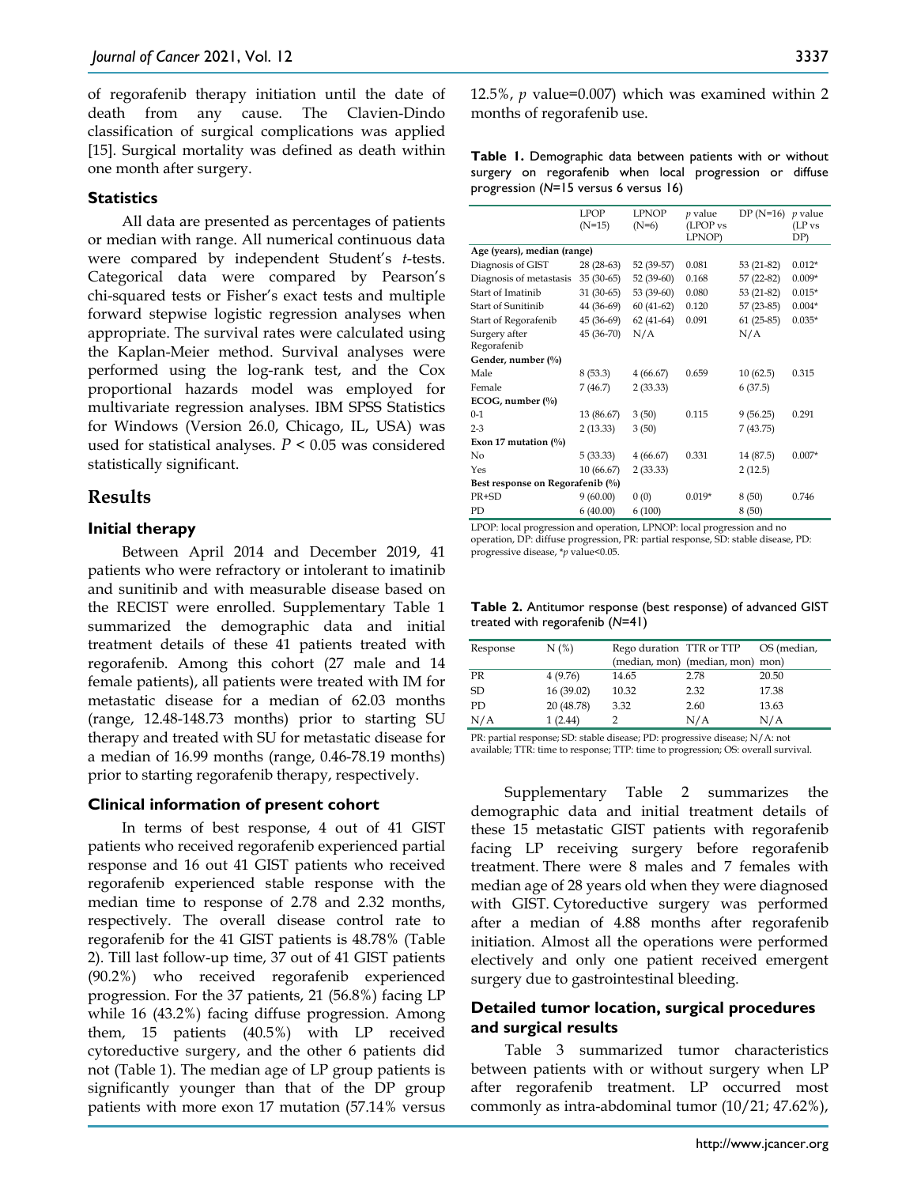of regorafenib therapy initiation until the date of death from any cause. The Clavien-Dindo classification of surgical complications was applied [15]. Surgical mortality was defined as death within one month after surgery.

### Statistics

All data are presented as percentages of patients or median with range. All numerical continuous data were compared by independent Student's *t*-tests. Categorical data were compared by Pearson's chi-squared tests or Fisher's exact tests and multiple forward stepwise logistic regression analyses when appropriate. The survival rates were calculated using the Kaplan-Meier method. Survival analyses were performed using the log-rank test, and the Cox proportional hazards model was employed for multivariate regression analyses. IBM SPSS Statistics for Windows (Version 26.0, Chicago, IL, USA) was used for statistical analyses. $P < 0.05$ was considered statistically significant.

## Results

### Initial therapy

Between April 2014 and December 2019, 41 patients who were refractory or intolerant to imatinib and sunitinib and with measurable disease based on the RECIST were enrolled. Supplementary Table 1 summarized the demographic data and initial treatment details of these 41 patients treated with regorafenib. Among this cohort (27 male and 14 female patients), all patients were treated with IM for metastatic disease for a median of 62.03 months (range, 12.48-148.73 months) prior to starting SU therapy and treated with SU for metastatic disease for a median of 16.99 months (range, 0.46-78.19 months) prior to starting regorafenib therapy, respectively.

### Clinical information of present cohort

In terms of best response, 4 out of 41 GIST patients who received regorafenib experienced partial response and 16 out 41 GIST patients who received regorafenib experienced stable response with the median time to response of 2.78 and 2.32 months, respectively. The overall disease control rate to regorafenib for the 41 GIST patients is 48.78% (Table 2). Till last follow-up time, 37 out of 41 GIST patients (90.2%) who received regorafenib experienced progression. For the 37 patients, 21 (56.8%) facing LP while 16 (43.2%) facing diffuse progression. Among them, 15 patients (40.5%) with LP received cytoreductive surgery, and the other 6 patients did not (Table 1). The median age of LP group patients is significantly younger than that of the DP group patients with more exon 17 mutation (57.14% versus 12.5%, *p* value=0.007) which was examined within 2 months of regorafenib use.

**Table 1.** Demographic data between patients with or without surgery on regorafenib when local progression or diffuse progression (*N*=15 versus 6 versus 16)

| | LPOP (N=15) | LPNOP (N=6) | *p* value (LPOP vs LPNOP) | DP (N=16) | *p* value (LP vs DP) |
|---|---|---|---|---|---|
| **Age (years), median (range)** | | | | | |
| Diagnosis of GIST | 28 (28-63) | 52 (39-57) | 0.081 | 53 (21-82) | 0.012* |
| Diagnosis of metastasis | 35 (30-65) | 52 (39-60) | 0.168 | 57 (22-82) | 0.009* |
| Start of Imatinib | 31 (30-65) | 53 (39-60) | 0.080 | 53 (21-82) | 0.015* |
| Start of Sunitinib | 44 (36-69) | 60 (41-62) | 0.120 | 57 (23-85) | 0.004* |
| Start of Regorafenib | 45 (36-69) | 62 (41-64) | 0.091 | 61 (25-85) | 0.035* |
| Surgery after Regorafenib | 45 (36-70) | N/A | | N/A | |
| **Gender, number (%)** | | | | | |
| Male | 8 (53.3) | 4 (66.67) | 0.659 | 10 (62.5) | 0.315 |
| Female | 7 (46.7) | 2 (33.33) | | 6 (37.5) | |
| **ECOG, number (%)** | | | | | |
| 0-1 | 13 (86.67) | 3 (50) | 0.115 | 9 (56.25) | 0.291 |
| 2-3 | 2 (13.33) | 3 (50) | | 7 (43.75) | |
| **Exon 17 mutation (%)** | | | | | |
| No | 5 (33.33) | 4 (66.67) | 0.331 | 14 (87.5) | 0.007* |
| Yes | 10 (66.67) | 2 (33.33) | | 2 (12.5) | |
| **Best response on Regorafenib (%)** | | | | | |
| PR+SD | 9 (60.00) | 0 (0) | 0.019* | 8 (50) | 0.746 |
| PD | 6 (40.00) | 6 (100) | | 8 (50) | |

LPOP: local progression and operation, LPNOP: local progression and no operation, DP: diffuse progression, PR: partial response, SD: stable disease, PD: progressive disease, *p value<0.05.

**Table 2.** Antitumor response (best response) of advanced GIST treated with regorafenib (*N*=41)

| Response | N (%) | Rego duration (median, mon) | TTR or TTP (median, mon) | OS (median, mon) |
|---|---|---|---|---|
| PR | 4 (9.76) | 14.65 | 2.78 | 20.50 |
| SD | 16 (39.02) | 10.32 | 2.32 | 17.38 |
| PD | 20 (48.78) | 3.32 | 2.60 | 13.63 |
| N/A | 1 (2.44) | 2 | N/A | N/A |

PR: partial response; SD: stable disease; PD: progressive disease; N/A: not available; TTR: time to response; TTP: time to progression; OS: overall survival.

Supplementary Table 2 summarizes the demographic data and initial treatment details of these 15 metastatic GIST patients with regorafenib facing LP receiving surgery before regorafenib treatment. There were 8 males and 7 females with median age of 28 years old when they were diagnosed with GIST. Cytoreductive surgery was performed after a median of 4.88 months after regorafenib initiation. Almost all the operations were performed electively and only one patient received emergent surgery due to gastrointestinal bleeding.

### Detailed tumor location, surgical procedures and surgical results

Table 3 summarized tumor characteristics between patients with or without surgery when LP after regorafenib treatment. LP occurred most commonly as intra-abdominal tumor (10/21; 47.62%),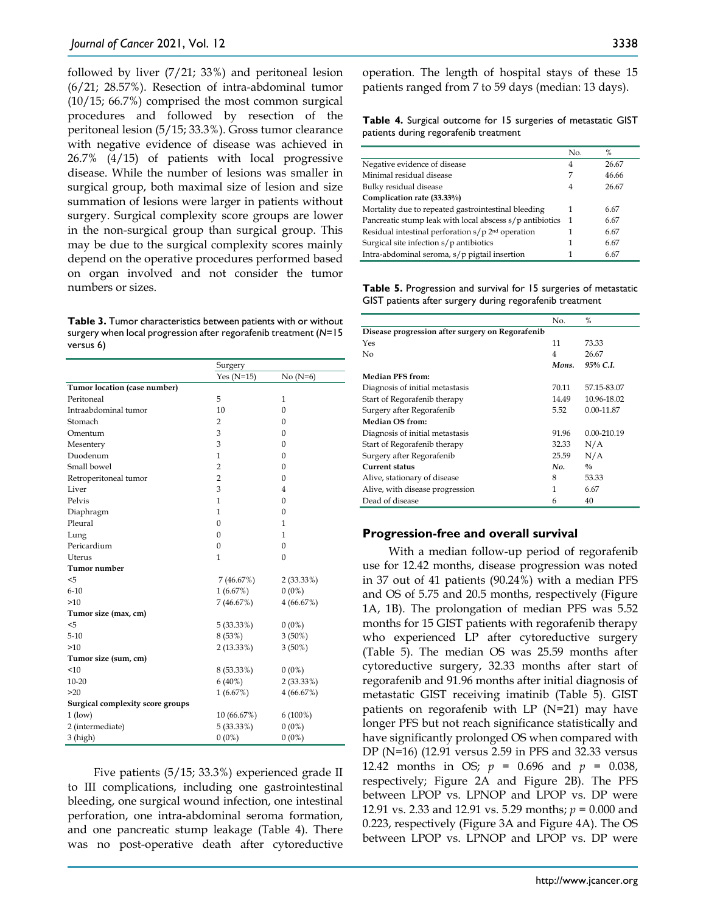followed by liver (7/21; 33%) and peritoneal lesion (6/21; 28.57%). Resection of intra-abdominal tumor (10/15; 66.7%) comprised the most common surgical procedures and followed by resection of the peritoneal lesion (5/15; 33.3%). Gross tumor clearance with negative evidence of disease was achieved in 26.7% (4/15) of patients with local progressive disease. While the number of lesions was smaller in surgical group, both maximal size of lesion and size summation of lesions were larger in patients without surgery. Surgical complexity score groups are lower in the non-surgical group than surgical group. This may be due to the surgical complexity scores mainly depend on the operative procedures performed based on organ involved and not consider the tumor numbers or sizes.

**Table 3.** Tumor characteristics between patients with or without surgery when local progression after regorafenib treatment (*N*=15 versus 6)

| | Surgery | |
|---|---|---|
| | Yes (N=15) | No (N=6) |
| **Tumor location (case number)** | | |
| Peritoneal | 5 | 1 |
| Intraabdominal tumor | 10 | 0 |
| Stomach | 2 | 0 |
| Omentum | 3 | 0 |
| Mesentery | 3 | 0 |
| Duodenum | 1 | 0 |
| Small bowel | 2 | 0 |
| Retroperitoneal tumor | 2 | 0 |
| Liver | 3 | 4 |
| Pelvis | 1 | 0 |
| Diaphragm | 1 | 0 |
| Pleural | 0 | 1 |
| Lung | 0 | 1 |
| Pericardium | 0 | 0 |
| Uterus | 1 | 0 |
| **Tumor number** | | |
| <5 | 7 (46.67%) | 2 (33.33%) |
| 6-10 | 1 (6.67%) | 0 (0%) |
| >10 | 7 (46.67%) | 4 (66.67%) |
| **Tumor size (max, cm)** | | |
| <5 | 5 (33.33%) | 0 (0%) |
| 5-10 | 8 (53%) | 3 (50%) |
| >10 | 2 (13.33%) | 3 (50%) |
| **Tumor size (sum, cm)** | | |
| <10 | 8 (53.33%) | 0 (0%) |
| 10-20 | 6 (40%) | 2 (33.33%) |
| >20 | 1 (6.67%) | 4 (66.67%) |
| **Surgical complexity score groups** | | |
| 1 (low) | 10 (66.67%) | 6 (100%) |
| 2 (intermediate) | 5 (33.33%) | 0 (0%) |
| 3 (high) | 0 (0%) | 0 (0%) |

Five patients (5/15; 33.3%) experienced grade II to III complications, including one gastrointestinal bleeding, one surgical wound infection, one intestinal perforation, one intra-abdominal seroma formation, and one pancreatic stump leakage (Table 4). There was no post-operative death after cytoreductive operation. The length of hospital stays of these 15 patients ranged from 7 to 59 days (median: 13 days).

**Table 4.** Surgical outcome for 15 surgeries of metastatic GIST patients during regorafenib treatment

| | No. | % |
|---|---|---|
| Negative evidence of disease | 4 | 26.67 |
| Minimal residual disease | 7 | 46.66 |
| Bulky residual disease | 4 | 26.67 |
| **Complication rate (33.33%)** | | |
| Mortality due to repeated gastrointestinal bleeding | 1 | 6.67 |
| Pancreatic stump leak with local abscess s/p antibiotics | 1 | 6.67 |
| Residual intestinal perforation s/p 2nd operation | 1 | 6.67 |
| Surgical site infection s/p antibiotics | 1 | 6.67 |
| Intra-abdominal seroma, s/p pigtail insertion | 1 | 6.67 |

**Table 5.** Progression and survival for 15 surgeries of metastatic GIST patients after surgery during regorafenib treatment

| | No. | % |
|---|---|---|
| **Disease progression after surgery on Regorafenib** | | |
| Yes | 11 | 73.33 |
| No | 4 | 26.67 |
| | ***Mons.*** | ***95% C.I.*** |
| **Median PFS from:** | | |
| Diagnosis of initial metastasis | 70.11 | 57.15-83.07 |
| Start of Regorafenib therapy | 14.49 | 10.96-18.02 |
| Surgery after Regorafenib | 5.52 | 0.00-11.87 |
| **Median OS from:** | | |
| Diagnosis of initial metastasis | 91.96 | 0.00-210.19 |
| Start of Regorafenib therapy | 32.33 | N/A |
| Surgery after Regorafenib | 25.59 | N/A |
| **Current status** | ***No.*** | ***%*** |
| Alive, stationary of disease | 8 | 53.33 |
| Alive, with disease progression | 1 | 6.67 |
| Dead of disease | 6 | 40 |

## Progression-free and overall survival

With a median follow-up period of regorafenib use for 12.42 months, disease progression was noted in 37 out of 41 patients (90.24%) with a median PFS and OS of 5.75 and 20.5 months, respectively (Figure 1A, 1B). The prolongation of median PFS was 5.52 months for 15 GIST patients with regorafenib therapy who experienced LP after cytoreductive surgery (Table 5). The median OS was 25.59 months after cytoreductive surgery, 32.33 months after start of regorafenib and 91.96 months after initial diagnosis of metastatic GIST receiving imatinib (Table 5). GIST patients on regorafenib with LP (N=21) may have longer PFS but not reach significance statistically and have significantly prolonged OS when compared with DP (N=16) (12.91 versus 2.59 in PFS and 32.33 versus 12.42 months in OS; $p$ = 0.696 and $p$ = 0.038, respectively; Figure 2A and Figure 2B). The PFS between LPOP vs. LPNOP and LPOP vs. DP were 12.91 vs. 2.33 and 12.91 vs. 5.29 months; $p$ = 0.000 and 0.223, respectively (Figure 3A and Figure 4A). The OS between LPOP vs. LPNOP and LPOP vs. DP were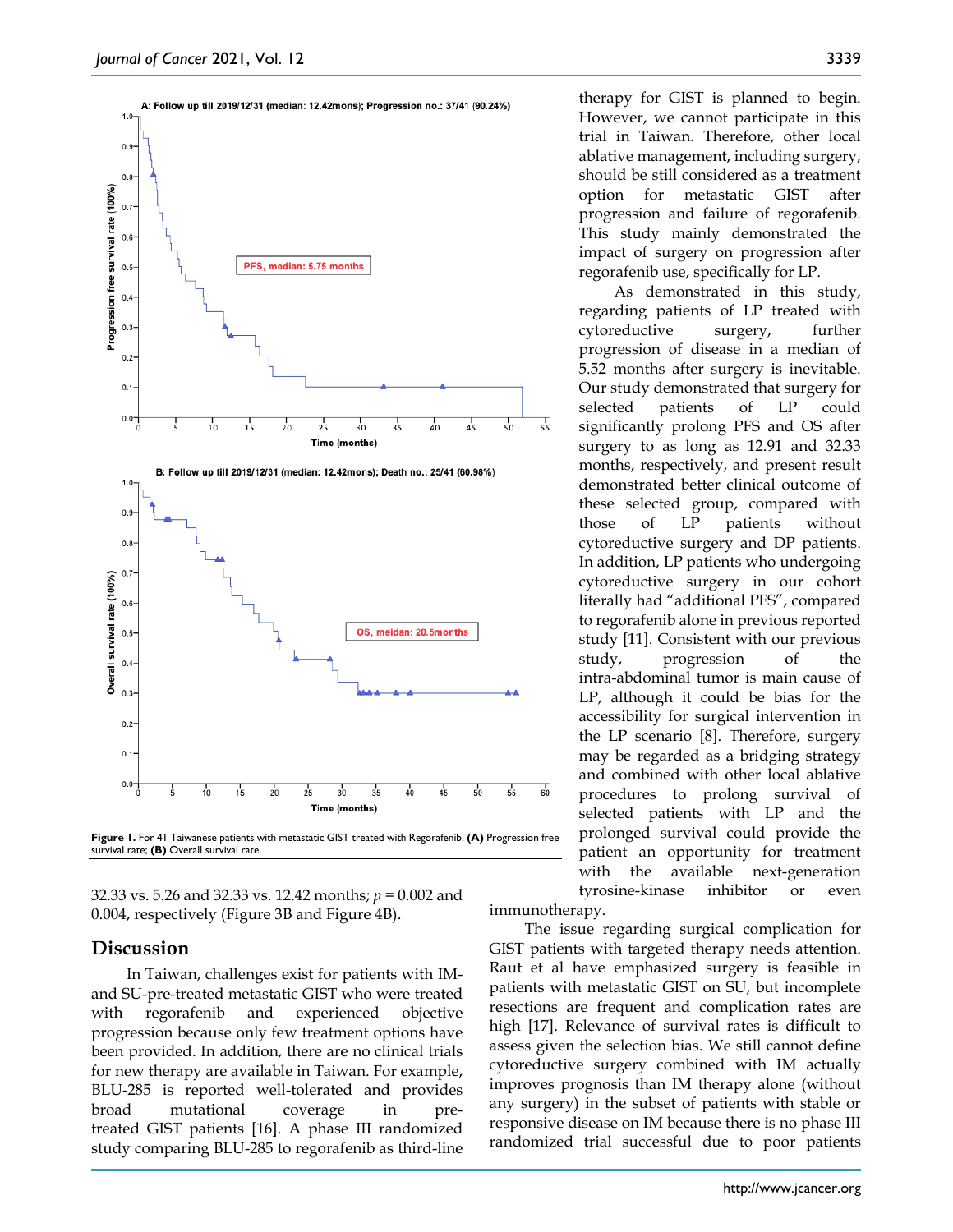Figure 1. For 41 Taiwanese patients with metastatic GIST treated with Regorafenib. **(A)** Progression free survival rate; **(B)** Overall survival rate.

32.33 vs. 5.26 and 32.33 vs. 12.42 months; $p = 0.002$ and 0.004, respectively (Figure 3B and Figure 4B).

## Discussion

In Taiwan, challenges exist for patients with IM- and SU-pre-treated metastatic GIST who were treated with regorafenib and experienced objective progression because only few treatment options have been provided. In addition, there are no clinical trials for new therapy are available in Taiwan. For example, BLU-285 is reported well-tolerated and provides broad mutational coverage in pre-treated GIST patients [16]. A phase III randomized study comparing BLU-285 to regorafenib as third-line therapy for GIST is planned to begin. However, we cannot participate in this trial in Taiwan. Therefore, other local ablative management, including surgery, should be still considered as a treatment option for metastatic GIST after progression and failure of regorafenib. This study mainly demonstrated the impact of surgery on progression after regorafenib use, specifically for LP.

As demonstrated in this study, regarding patients of LP treated with cytoreductive surgery, further progression of disease in a median of 5.52 months after surgery is inevitable. Our study demonstrated that surgery for selected patients of LP could significantly prolong PFS and OS after surgery to as long as 12.91 and 32.33 months, respectively, and present result demonstrated better clinical outcome of these selected group, compared with those of LP patients without cytoreductive surgery and DP patients. In addition, LP patients who undergoing cytoreductive surgery in our cohort literally had "additional PFS", compared to regorafenib alone in previous reported study [11]. Consistent with our previous study, progression of the intra-abdominal tumor is main cause of LP, although it could be bias for the accessibility for surgical intervention in the LP scenario [8]. Therefore, surgery may be regarded as a bridging strategy and combined with other local ablative procedures to prolong survival of selected patients with LP and the prolonged survival could provide the patient an opportunity for treatment with the available next-generation tyrosine-kinase inhibitor or even immunotherapy.

The issue regarding surgical complication for GIST patients with targeted therapy needs attention. Raut et al have emphasized surgery is feasible in patients with metastatic GIST on SU, but incomplete resections are frequent and complication rates are high [17]. Relevance of survival rates is difficult to assess given the selection bias. We still cannot define cytoreductive surgery combined with IM actually improves prognosis than IM therapy alone (without any surgery) in the subset of patients with stable or responsive disease on IM because there is no phase III randomized trial successful due to poor patients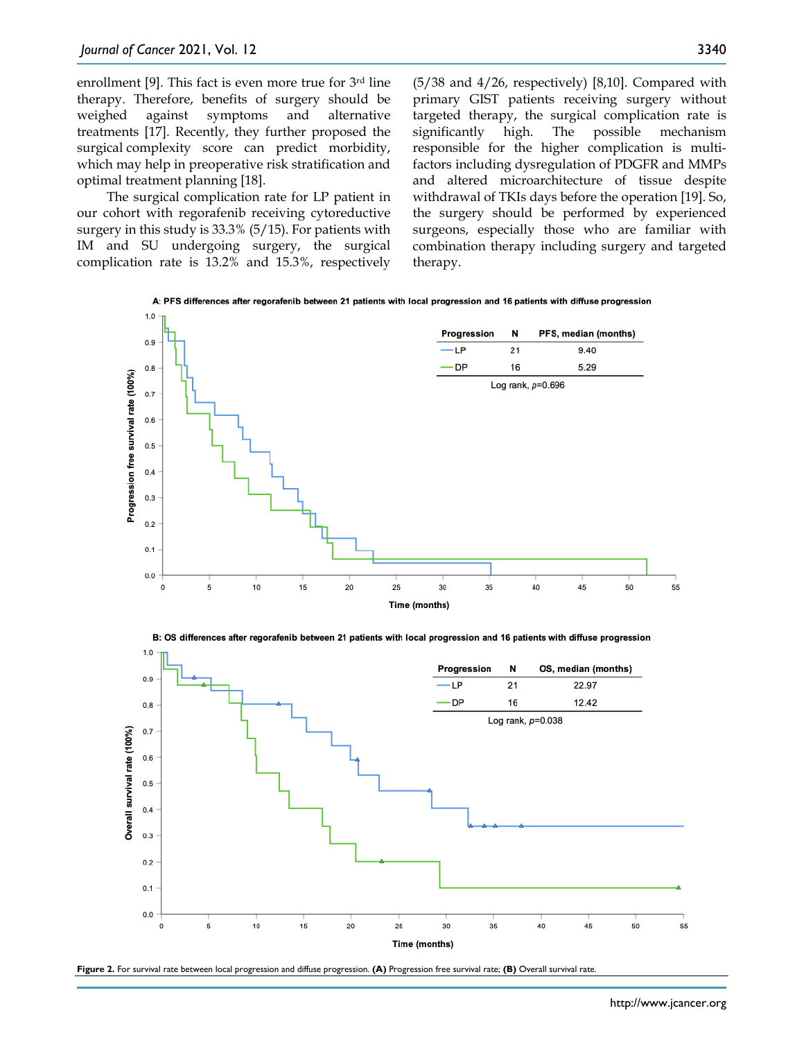enrollment [9]. This fact is even more true for 3rd line therapy. Therefore, benefits of surgery should be weighed against symptoms and alternative treatments [17]. Recently, they further proposed the surgical complexity score can predict morbidity, which may help in preoperative risk stratification and optimal treatment planning [18].

The surgical complication rate for LP patient in our cohort with regorafenib receiving cytoreductive surgery in this study is 33.3% (5/15). For patients with IM and SU undergoing surgery, the surgical complication rate is 13.2% and 15.3%, respectively (5/38 and 4/26, respectively) [8,10]. Compared with primary GIST patients receiving surgery without targeted therapy, the surgical complication rate is significantly high. The possible mechanism responsible for the higher complication is multi-factors including dysregulation of PDGFR and MMPs and altered microarchitecture of tissue despite withdrawal of TKIs days before the operation [19]. So, the surgery should be performed by experienced surgeons, especially those who are familiar with combination therapy including surgery and targeted therapy.

**A**: **PFS differences after regorafenib between 21 patients with local progression and 16 patients with diffuse progression**

| Progression | N | PFS, median (months) |
|---|---|---|
| LP | 21 | 9.40 |
| DP | 16 | 5.29 |

Log rank, $p$=0.696

**B: OS differences after regorafenib between 21 patients with local progression and 16 patients with diffuse progression**

| Progression | N | OS, median (months) |
|---|---|---|
| LP | 21 | 22.97 |
| DP | 16 | 12.42 |

Log rank, $p$=0.038

**Figure 2.** For survival rate between local progression and diffuse progression. **(A)** Progression free survival rate; **(B)** Overall survival rate.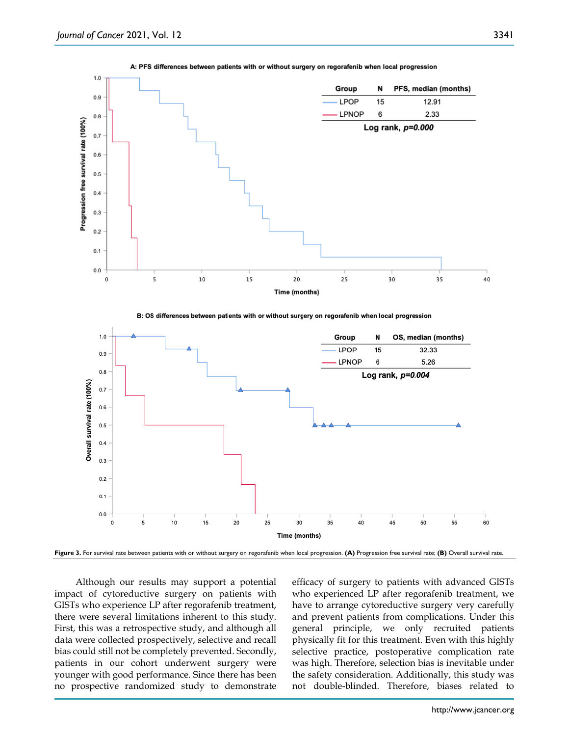**A: PFS differences between patients with or without surgery on regorafenib when local progression**

| Group | N | PFS, median (months) |
|---|---|---|
| LPOP | 15 | 12.91 |
| LPNOP | 6 | 2.33 |

Log rank, *p=0.000*

**B: OS differences between patients with or without surgery on regorafenib when local progression**

| Group | N | OS, median (months) |
|---|---|---|
| LPOP | 15 | 32.33 |
| LPNOP | 6 | 5.26 |

Log rank, *p=0.004*

**Figure 3.** For survival rate between patients with or without surgery on regorafenib when local progression. **(A)** Progression free survival rate; **(B)** Overall survival rate.

Although our results may support a potential impact of cytoreductive surgery on patients with GISTs who experience LP after regorafenib treatment, there were several limitations inherent to this study. First, this was a retrospective study, and although all data were collected prospectively, selective and recall bias could still not be completely prevented. Secondly, patients in our cohort underwent surgery were younger with good performance. Since there has been no prospective randomized study to demonstrate efficacy of surgery to patients with advanced GISTs who experienced LP after regorafenib treatment, we have to arrange cytoreductive surgery very carefully and prevent patients from complications. Under this general principle, we only recruited patients physically fit for this treatment. Even with this highly selective practice, postoperative complication rate was high. Therefore, selection bias is inevitable under the safety consideration. Additionally, this study was not double-blinded. Therefore, biases related to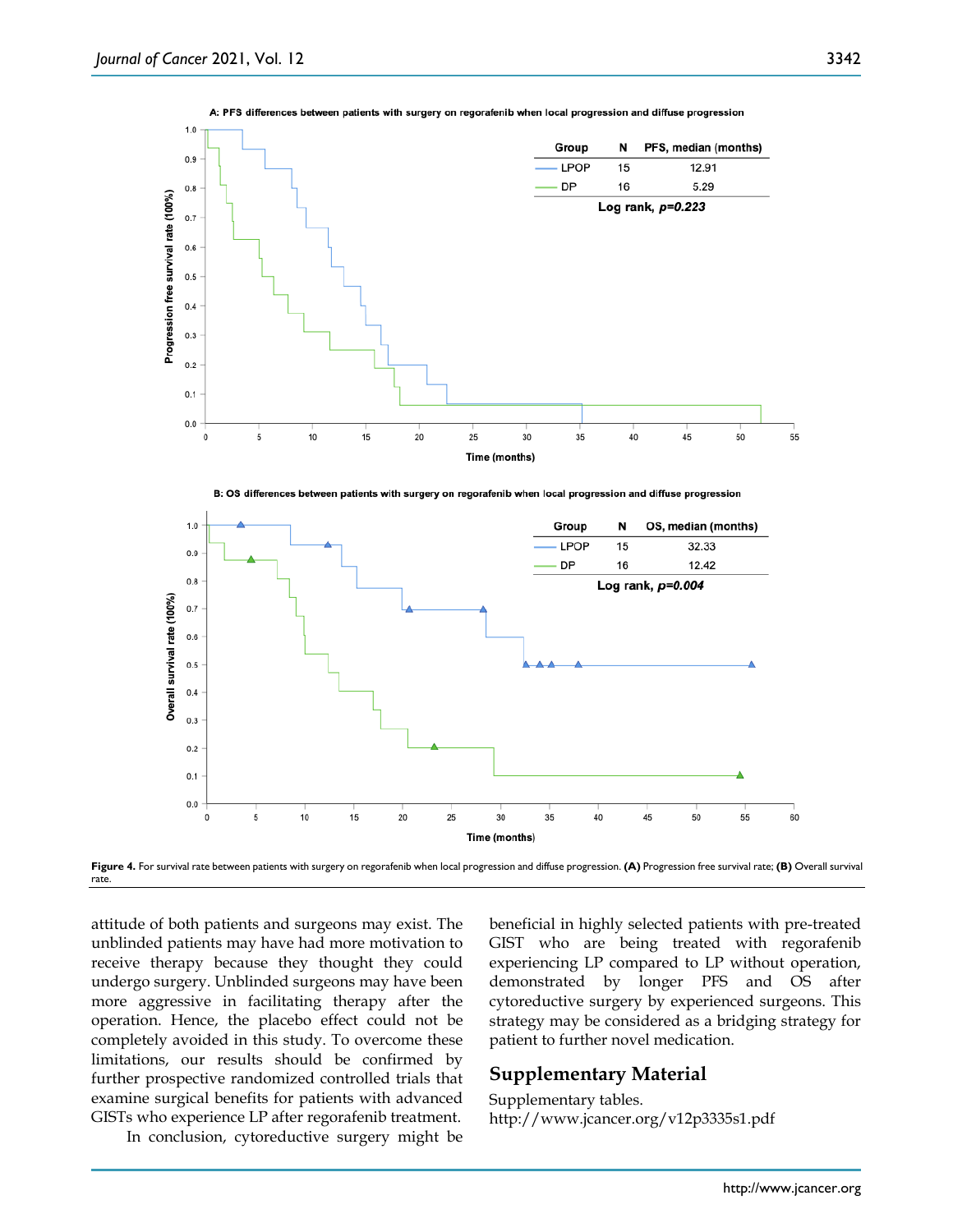A: PFS differences between patients with surgery on regorafenib when local progression and diffuse progression

| Group | N | PFS, median (months) |
|---|---|---|
| LPOP | 15 | 12.91 |
| DP | 16 | 5.29 |

Log rank, *p=0.223*

B: OS differences between patients with surgery on regorafenib when local progression and diffuse progression

| Group | N | OS, median (months) |
|---|---|---|
| LPOP | 15 | 32.33 |
| DP | 16 | 12.42 |

Log rank, *p=0.004*

**Figure 4.** For survival rate between patients with surgery on regorafenib when local progression and diffuse progression. **(A)** Progression free survival rate; **(B)** Overall survival rate.

attitude of both patients and surgeons may exist. The unblinded patients may have had more motivation to receive therapy because they thought they could undergo surgery. Unblinded surgeons may have been more aggressive in facilitating therapy after the operation. Hence, the placebo effect could not be completely avoided in this study. To overcome these limitations, our results should be confirmed by further prospective randomized controlled trials that examine surgical benefits for patients with advanced GISTs who experience LP after regorafenib treatment.

In conclusion, cytoreductive surgery might be beneficial in highly selected patients with pre-treated GIST who are being treated with regorafenib experiencing LP compared to LP without operation, demonstrated by longer PFS and OS after cytoreductive surgery by experienced surgeons. This strategy may be considered as a bridging strategy for patient to further novel medication.

## Supplementary Material

Supplementary tables.
http://www.jcancer.org/v12p3335s1.pdf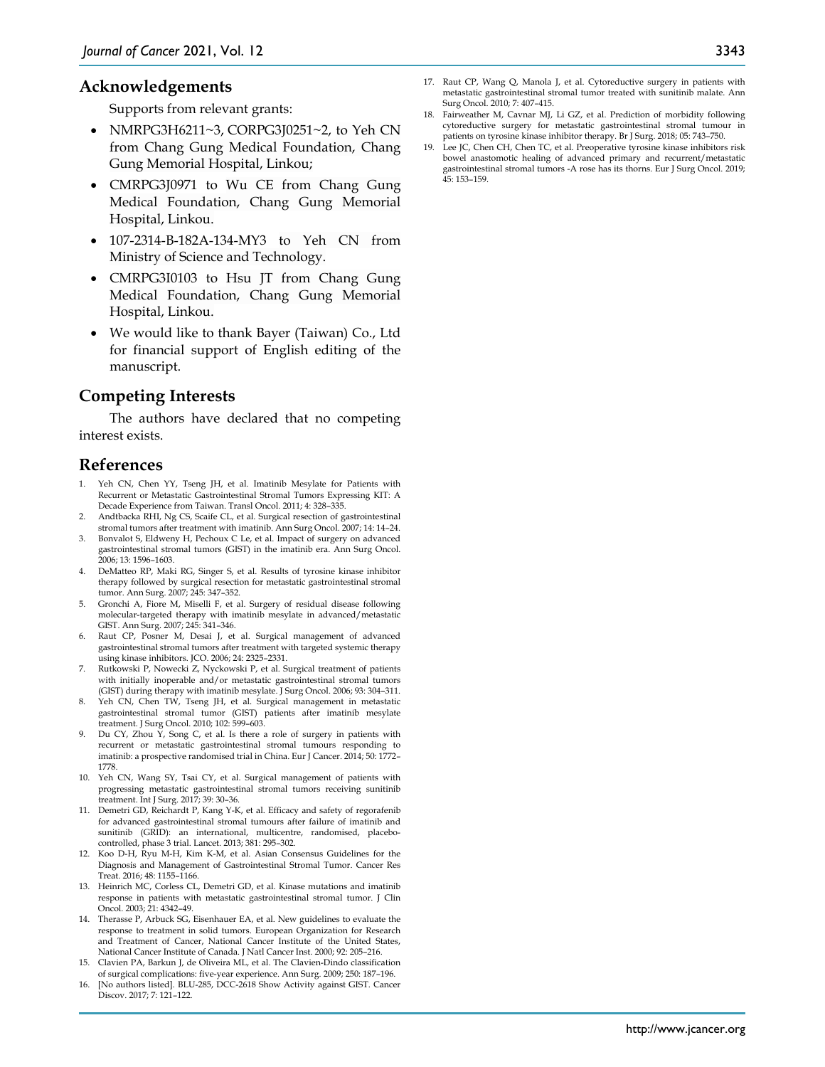## Acknowledgements

Supports from relevant grants:

- NMRPG3H6211~3, CORPG3J0251~2, to Yeh CN from Chang Gung Medical Foundation, Chang Gung Memorial Hospital, Linkou;
- CMRPG3J0971 to Wu CE from Chang Gung Medical Foundation, Chang Gung Memorial Hospital, Linkou.
- 107-2314-B-182A-134-MY3 to Yeh CN from Ministry of Science and Technology.
- CMRPG3I0103 to Hsu JT from Chang Gung Medical Foundation, Chang Gung Memorial Hospital, Linkou.
- We would like to thank Bayer (Taiwan) Co., Ltd for financial support of English editing of the manuscript.

## Competing Interests

The authors have declared that no competing interest exists.

## References

1. Yeh CN, Chen YY, Tseng JH, et al. Imatinib Mesylate for Patients with Recurrent or Metastatic Gastrointestinal Stromal Tumors Expressing KIT: A Decade Experience from Taiwan. Transl Oncol. 2011; 4: 328–335.
2. Andtbacka RHI, Ng CS, Scaife CL, et al. Surgical resection of gastrointestinal stromal tumors after treatment with imatinib. Ann Surg Oncol. 2007; 14: 14–24.
3. Bonvalot S, Eldweny H, Pechoux C Le, et al. Impact of surgery on advanced gastrointestinal stromal tumors (GIST) in the imatinib era. Ann Surg Oncol. 2006; 13: 1596–1603.
4. DeMatteo RP, Maki RG, Singer S, et al. Results of tyrosine kinase inhibitor therapy followed by surgical resection for metastatic gastrointestinal stromal tumor. Ann Surg. 2007; 245: 347–352.
5. Gronchi A, Fiore M, Miselli F, et al. Surgery of residual disease following molecular-targeted therapy with imatinib mesylate in advanced/metastatic GIST. Ann Surg. 2007; 245: 341–346.
6. Raut CP, Posner M, Desai J, et al. Surgical management of advanced gastrointestinal stromal tumors after treatment with targeted systemic therapy using kinase inhibitors. JCO. 2006; 24: 2325–2331.
7. Rutkowski P, Nowecki Z, Nyckowski P, et al. Surgical treatment of patients with initially inoperable and/or metastatic gastrointestinal stromal tumors (GIST) during therapy with imatinib mesylate. J Surg Oncol. 2006; 93: 304–311.
8. Yeh CN, Chen TW, Tseng JH, et al. Surgical management in metastatic gastrointestinal stromal tumor (GIST) patients after imatinib mesylate treatment. J Surg Oncol. 2010; 102: 599–603.
9. Du CY, Zhou Y, Song C, et al. Is there a role of surgery in patients with recurrent or metastatic gastrointestinal stromal tumours responding to imatinib: a prospective randomised trial in China. Eur J Cancer. 2014; 50: 1772–1778.
10. Yeh CN, Wang SY, Tsai CY, et al. Surgical management of patients with progressing metastatic gastrointestinal stromal tumors receiving sunitinib treatment. Int J Surg. 2017; 39: 30–36.
11. Demetri GD, Reichardt P, Kang Y-K, et al. Efficacy and safety of regorafenib for advanced gastrointestinal stromal tumours after failure of imatinib and sunitinib (GRID): an international, multicentre, randomised, placebo-controlled, phase 3 trial. Lancet. 2013; 381: 295–302.
12. Koo D-H, Ryu M-H, Kim K-M, et al. Asian Consensus Guidelines for the Diagnosis and Management of Gastrointestinal Stromal Tumor. Cancer Res Treat. 2016; 48: 1155–1166.
13. Heinrich MC, Corless CL, Demetri GD, et al. Kinase mutations and imatinib response in patients with metastatic gastrointestinal stromal tumor. J Clin Oncol. 2003; 21: 4342–49.
14. Therasse P, Arbuck SG, Eisenhauer EA, et al. New guidelines to evaluate the response to treatment in solid tumors. European Organization for Research and Treatment of Cancer, National Cancer Institute of the United States, National Cancer Institute of Canada. J Natl Cancer Inst. 2000; 92: 205–216.
15. Clavien PA, Barkun J, de Oliveira ML, et al. The Clavien-Dindo classification of surgical complications: five-year experience. Ann Surg. 2009; 250: 187–196.
16. [No authors listed]. BLU-285, DCC-2618 Show Activity against GIST. Cancer Discov. 2017; 7: 121–122.
17. Raut CP, Wang Q, Manola J, et al. Cytoreductive surgery in patients with metastatic gastrointestinal stromal tumor treated with sunitinib malate. Ann Surg Oncol. 2010; 7: 407–415.
18. Fairweather M, Cavnar MJ, Li GZ, et al. Prediction of morbidity following cytoreductive surgery for metastatic gastrointestinal stromal tumour in patients on tyrosine kinase inhibitor therapy. Br J Surg. 2018; 05: 743–750.
19. Lee JC, Chen CH, Chen TC, et al. Preoperative tyrosine kinase inhibitors risk bowel anastomotic healing of advanced primary and recurrent/metastatic gastrointestinal stromal tumors -A rose has its thorns. Eur J Surg Oncol. 2019; 45: 153–159.